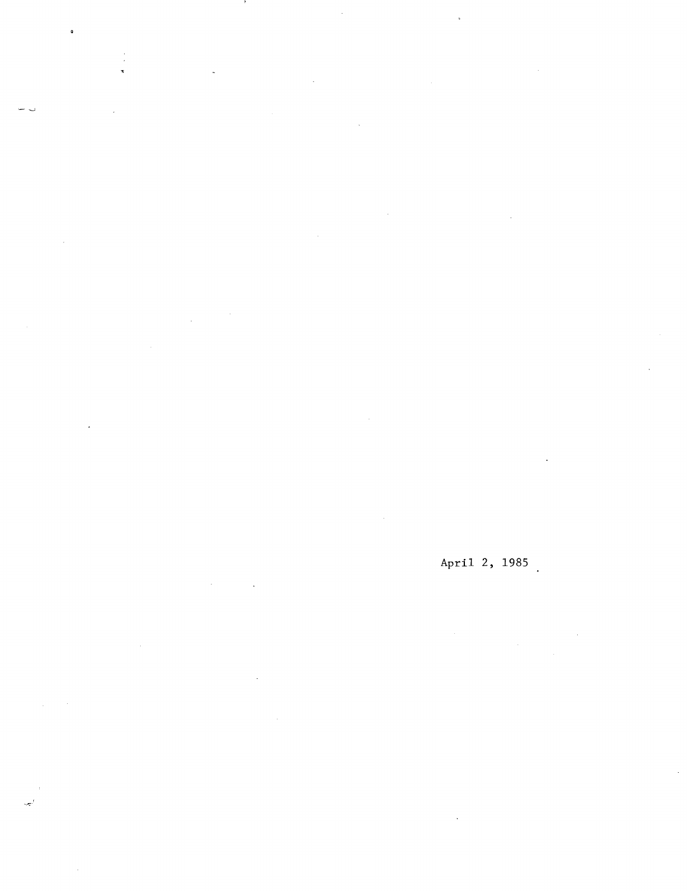April 2, 1985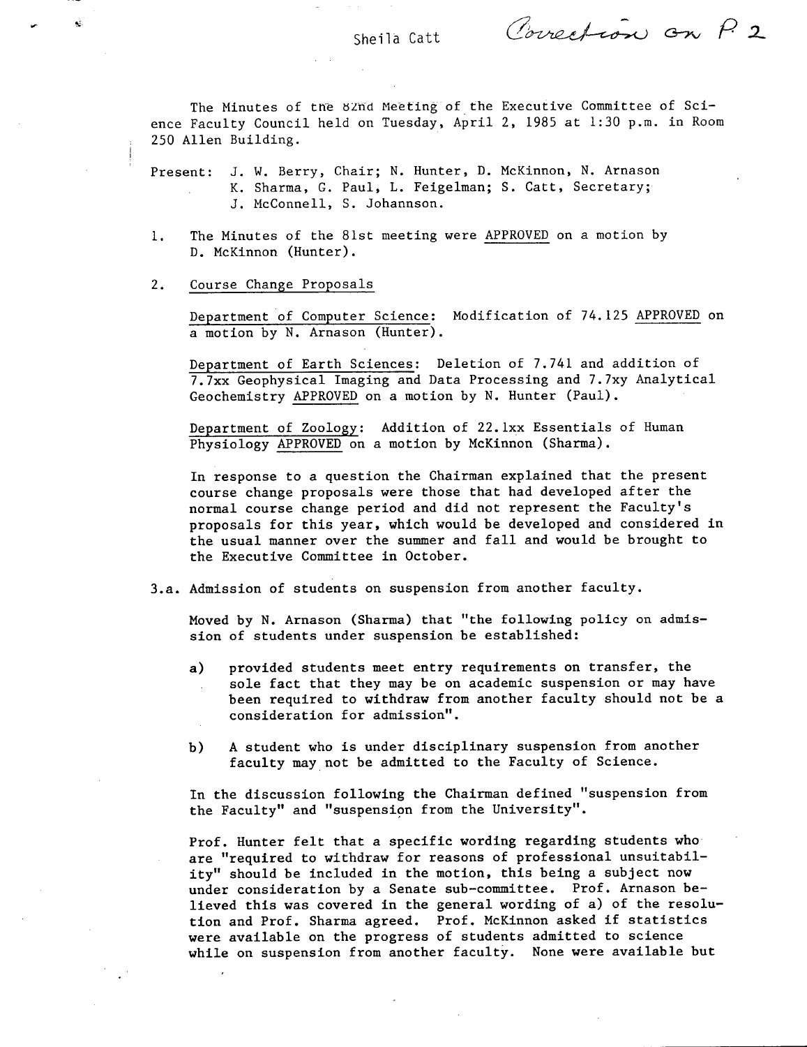Sheila Catt Correction on P. 2

The Minutes of the 82nd Meeting of the Executive Committee of Science Faculty Council held on Tuesday, April 2, 1985 at 1:30 p.m. in Room 250 Allen Building.

Present: J. W. Berry, Chair; N. Hunter, D. McKinnon, N. Arnason K. Sharma, G. Paul, L. Feigelman; S. Catt, Secretary; J. McConnell, S. Johannson.

1. The Minutes of the 81st meeting were APPROVED on a motion by D. McKinnon (Hunter).

2. Course Change Proposals

   Department of Computer Science: Modification of 74.125 APPROVED on a motion by N. Arnason (Hunter).

   Department of Earth Sciences: Deletion of 7.741 and addition of 7.7xx Geophysical Imaging and Data Processing and 7.7xy Analytical Geochemistry APPROVED on a motion by N. Hunter (Paul).

   Department of Zoology: Addition of 22.1xx Essentials of Human Physiology APPROVED on a motion by McKinnon (Sharma).

   In response to a question the Chairman explained that the present course change proposals were those that had developed after the normal course change period and did not represent the Faculty's proposals for this year, which would be developed and considered in the usual manner over the summer and fall and would be brought to the Executive Committee in October.

3.a. Admission of students on suspension from another faculty.

   Moved by N. Arnason (Sharma) that "the following policy on admission of students under suspension be established:

   a) provided students meet entry requirements on transfer, the sole fact that they may be on academic suspension or may have been required to withdraw from another faculty should not be a consideration for admission".

   b) A student who is under disciplinary suspension from another faculty may not be admitted to the Faculty of Science.

   In the discussion following the Chairman defined "suspension from the Faculty" and "suspension from the University".

   Prof. Hunter felt that a specific wording regarding students who are "required to withdraw for reasons of professional unsuitability" should be included in the motion, this being a subject now under consideration by a Senate sub-committee. Prof. Arnason believed this was covered in the general wording of a) of the resolution and Prof. Sharma agreed. Prof. McKinnon asked if statistics were available on the progress of students admitted to science while on suspension from another faculty. None were available but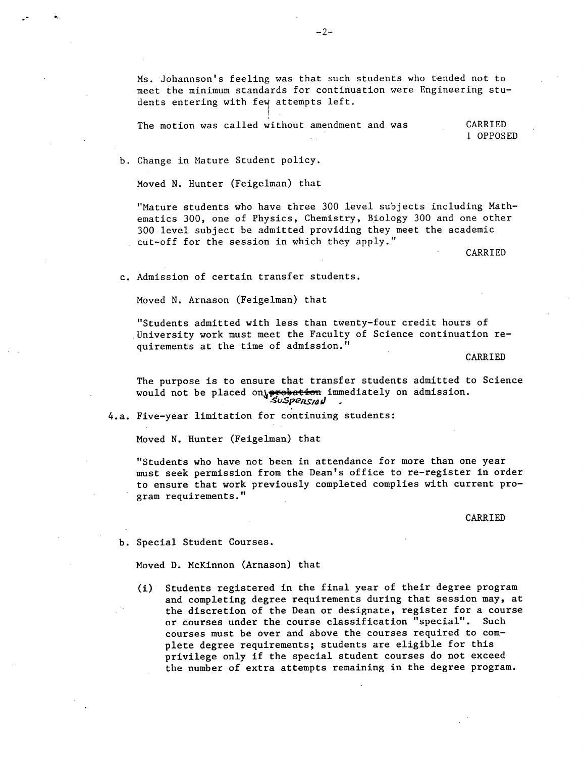Ms. Johannson's feeling was that such students who tended not to meet the minimum standards for continuation were Engineering students entering with few attempts left.

The motion was called without amendment and was CARRIED
1 OPPOSED

b. Change in Mature Student policy.

Moved N. Hunter (Feigelman) that

"Mature students who have three 300 level subjects including Mathematics 300, one of Physics, Chemistry, Biology 300 and one other 300 level subject be admitted providing they meet the academic cut-off for the session in which they apply."

CARRIED

c. Admission of certain transfer students.

Moved N. Arnason (Feigelman) that

"Students admitted with less than twenty-four credit hours of University work must meet the Faculty of Science continuation requirements at the time of admission."

CARRIED

The purpose is to ensure that transfer students admitted to Science would not be placed on ~~probation~~ suspension immediately on admission.

4.a. Five-year limitation for continuing students:

Moved N. Hunter (Feigelman) that

"Students who have not been in attendance for more than one year must seek permission from the Dean's office to re-register in order to ensure that work previously completed complies with current program requirements."

CARRIED

b. Special Student Courses.

Moved D. McKinnon (Arnason) that

(i) Students registered in the final year of their degree program and completing degree requirements during that session may, at the discretion of the Dean or designate, register for a course or courses under the course classification "special". Such courses must be over and above the courses required to complete degree requirements; students are eligible for this privilege only if the special student courses do not exceed the number of extra attempts remaining in the degree program.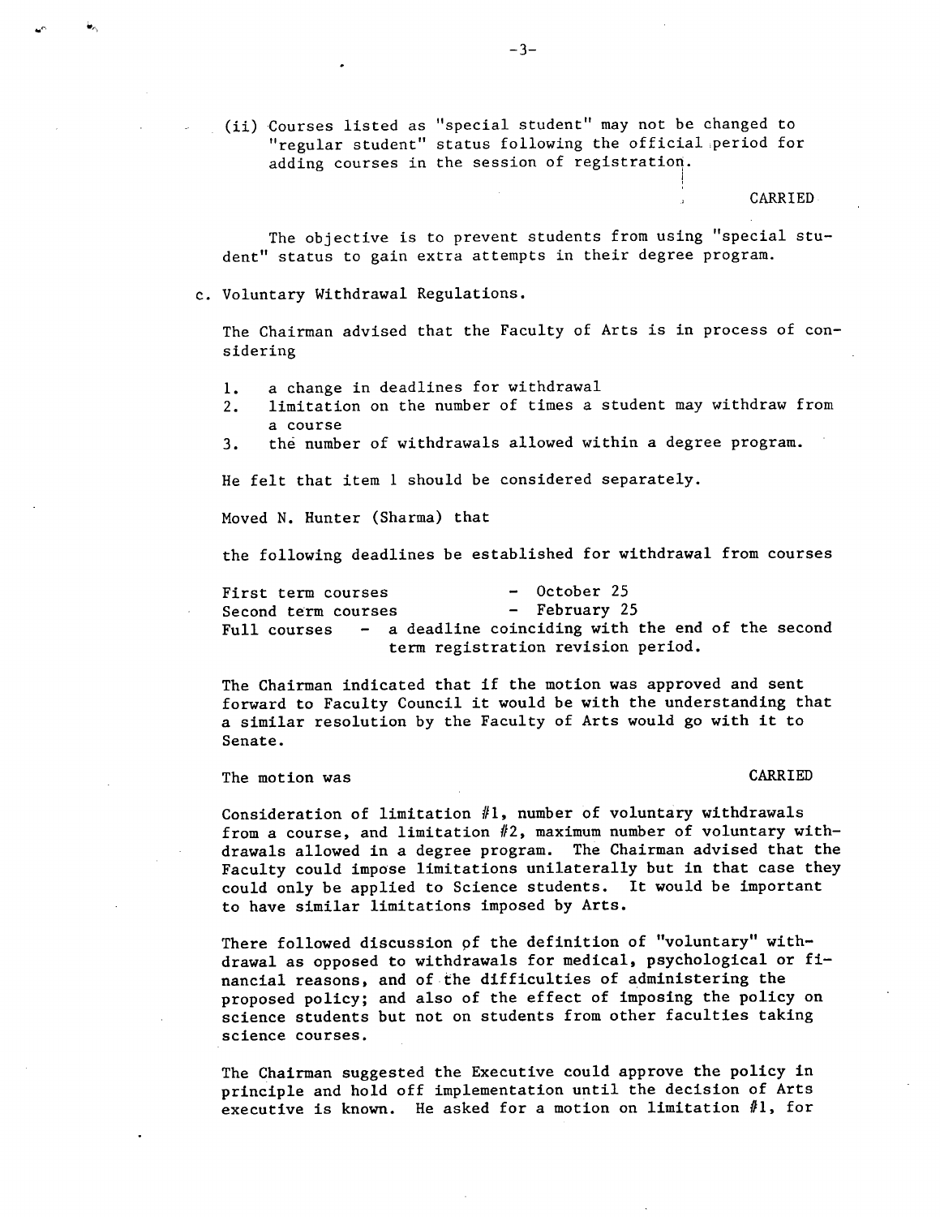(ii) Courses listed as "special student" may not be changed to "regular student" status following the official period for adding courses in the session of registration.

CARRIED

The objective is to prevent students from using "special student" status to gain extra attempts in their degree program.

c. Voluntary Withdrawal Regulations.

The Chairman advised that the Faculty of Arts is in process of considering

1. a change in deadlines for withdrawal
2. limitation on the number of times a student may withdraw from a course
3. the number of withdrawals allowed within a degree program.

He felt that item 1 should be considered separately.

Moved N. Hunter (Sharma) that

the following deadlines be established for withdrawal from courses

First term courses - October 25
Second term courses - February 25
Full courses - a deadline coinciding with the end of the second term registration revision period.

The Chairman indicated that if the motion was approved and sent forward to Faculty Council it would be with the understanding that a similar resolution by the Faculty of Arts would go with it to Senate.

The motion was CARRIED

Consideration of limitation #1, number of voluntary withdrawals from a course, and limitation #2, maximum number of voluntary withdrawals allowed in a degree program. The Chairman advised that the Faculty could impose limitations unilaterally but in that case they could only be applied to Science students. It would be important to have similar limitations imposed by Arts.

There followed discussion of the definition of "voluntary" withdrawal as opposed to withdrawals for medical, psychological or financial reasons, and of the difficulties of administering the proposed policy; and also of the effect of imposing the policy on science students but not on students from other faculties taking science courses.

The Chairman suggested the Executive could approve the policy in principle and hold off implementation until the decision of Arts executive is known. He asked for a motion on limitation #1, for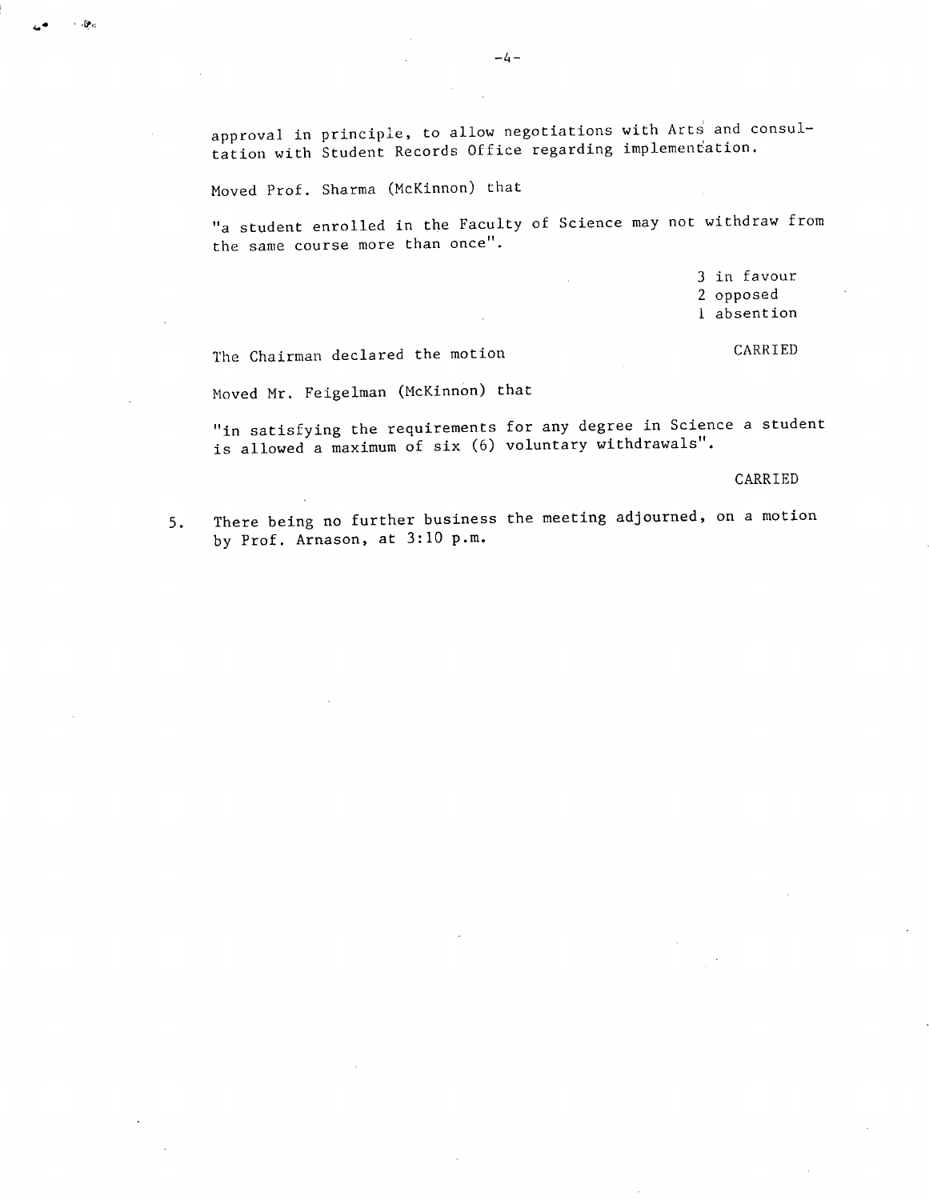approval in principle, to allow negotiations with Arts and consultation with Student Records Office regarding implementation.

Moved Prof. Sharma (McKinnon) that

"a student enrolled in the Faculty of Science may not withdraw from the same course more than once".

3 in favour
2 opposed
1 absention

The Chairman declared the motion CARRIED

Moved Mr. Feigelman (McKinnon) that

"in satisfying the requirements for any degree in Science a student is allowed a maximum of six (6) voluntary withdrawals".

CARRIED

5. There being no further business the meeting adjourned, on a motion by Prof. Arnason, at 3:10 p.m.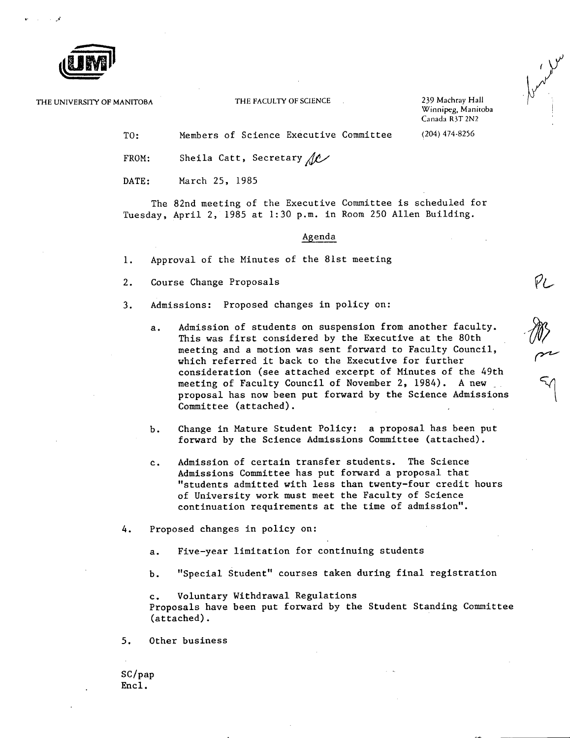THE UNIVERSITY OF MANITOBA

THE FACULTY OF SCIENCE

239 Machray Hall
Winnipeg, Manitoba
Canada R3T 2N2
(204) 474-8256

TO: Members of Science Executive Committee

FROM: Sheila Catt, Secretary

DATE: March 25, 1985

The 82nd meeting of the Executive Committee is scheduled for Tuesday, April 2, 1985 at 1:30 p.m. in Room 250 Allen Building.

## Agenda

1. Approval of the Minutes of the 81st meeting
2. Course Change Proposals
3. Admissions: Proposed changes in policy on:
   - a. Admission of students on suspension from another faculty. This was first considered by the Executive at the 80th meeting and a motion was sent forward to Faculty Council, which referred it back to the Executive for further consideration (see attached excerpt of Minutes of the 49th meeting of Faculty Council of November 2, 1984). A new proposal has now been put forward by the Science Admissions Committee (attached).
   - b. Change in Mature Student Policy: a proposal has been put forward by the Science Admissions Committee (attached).
   - c. Admission of certain transfer students. The Science Admissions Committee has put forward a proposal that "students admitted with less than twenty-four credit hours of University work must meet the Faculty of Science continuation requirements at the time of admission".
4. Proposed changes in policy on:
   - a. Five-year limitation for continuing students
   - b. "Special Student" courses taken during final registration
   - c. Voluntary Withdrawal Regulations

   Proposals have been put forward by the Student Standing Committee (attached).
5. Other business

SC/pap
Encl.